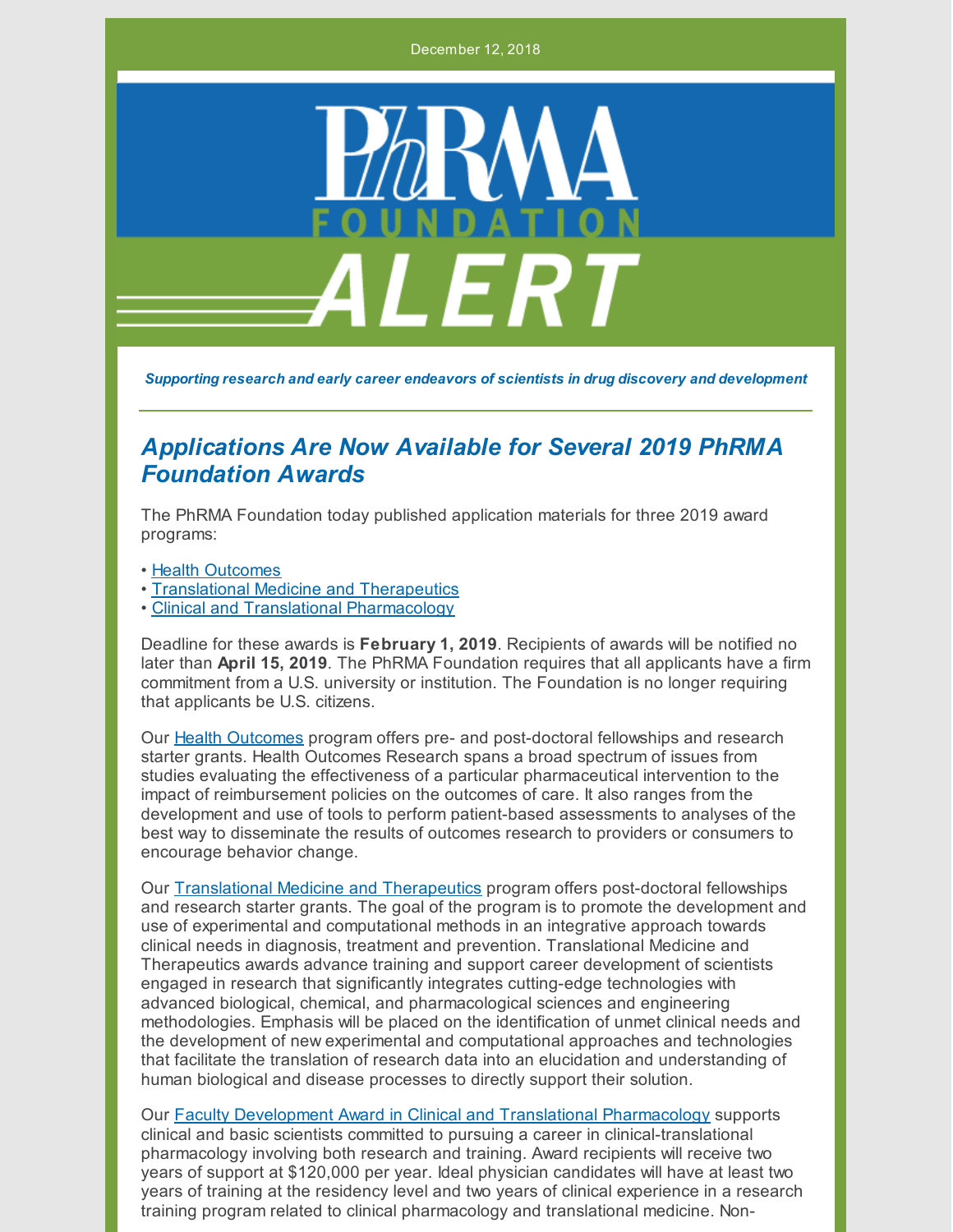December 12, 2018

PhRMA FOUNDATION ALERT

*Supporting research and early career endeavors of scientists in drug discovery and development*

## *Applications Are Now Available for Several 2019 PhRMA Foundation Awards*

The PhRMA Foundation today published application materials for three 2019 award programs:

- Health Outcomes
- Translational Medicine and Therapeutics
- Clinical and Translational Pharmacology

Deadline for these awards is **February 1, 2019**. Recipients of awards will be notified no later than **April 15, 2019**. The PhRMA Foundation requires that all applicants have a firm commitment from a U.S. university or institution. The Foundation is no longer requiring that applicants be U.S. citizens.

Our Health Outcomes program offers pre- and post-doctoral fellowships and research starter grants. Health Outcomes Research spans a broad spectrum of issues from studies evaluating the effectiveness of a particular pharmaceutical intervention to the impact of reimbursement policies on the outcomes of care. It also ranges from the development and use of tools to perform patient-based assessments to analyses of the best way to disseminate the results of outcomes research to providers or consumers to encourage behavior change.

Our Translational Medicine and Therapeutics program offers post-doctoral fellowships and research starter grants. The goal of the program is to promote the development and use of experimental and computational methods in an integrative approach towards clinical needs in diagnosis, treatment and prevention. Translational Medicine and Therapeutics awards advance training and support career development of scientists engaged in research that significantly integrates cutting-edge technologies with advanced biological, chemical, and pharmacological sciences and engineering methodologies. Emphasis will be placed on the identification of unmet clinical needs and the development of new experimental and computational approaches and technologies that facilitate the translation of research data into an elucidation and understanding of human biological and disease processes to directly support their solution.

Our Faculty Development Award in Clinical and Translational Pharmacology supports clinical and basic scientists committed to pursuing a career in clinical-translational pharmacology involving both research and training. Award recipients will receive two years of support at $120,000 per year. Ideal physician candidates will have at least two years of training at the residency level and two years of clinical experience in a research training program related to clinical pharmacology and translational medicine. Non-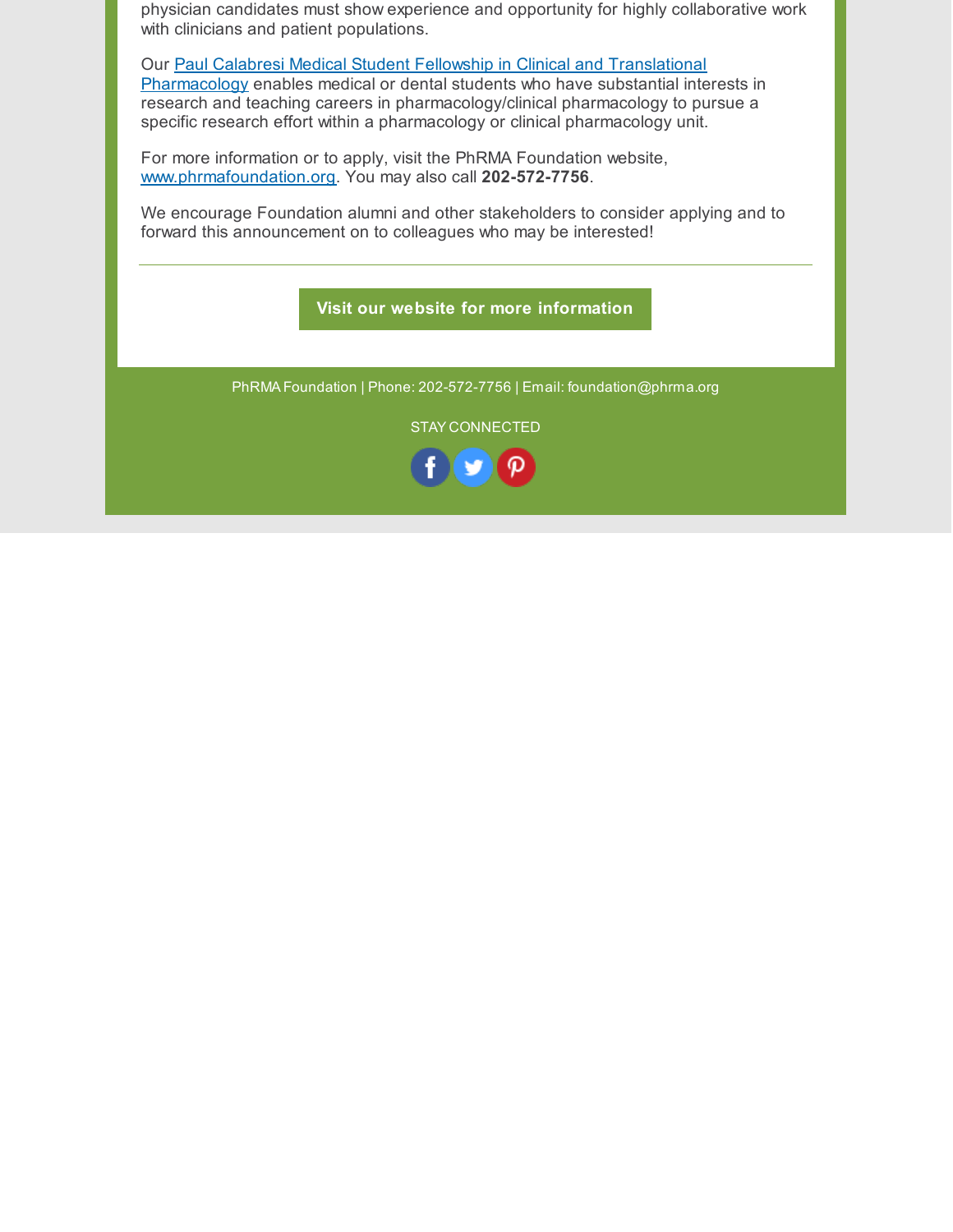physician candidates must show experience and opportunity for highly collaborative work with clinicians and patient populations.

Our Paul Calabresi Medical Student Fellowship in Clinical and Translational Pharmacology enables medical or dental students who have substantial interests in research and teaching careers in pharmacology/clinical pharmacology to pursue a specific research effort within a pharmacology or clinical pharmacology unit.

For more information or to apply, visit the PhRMA Foundation website, www.phrmafoundation.org. You may also call **202-572-7756**.

We encourage Foundation alumni and other stakeholders to consider applying and to forward this announcement on to colleagues who may be interested!

---

**Visit our website for more information**

PhRMA Foundation | Phone: 202-572-7756 | Email: foundation@phrma.org

STAY CONNECTED